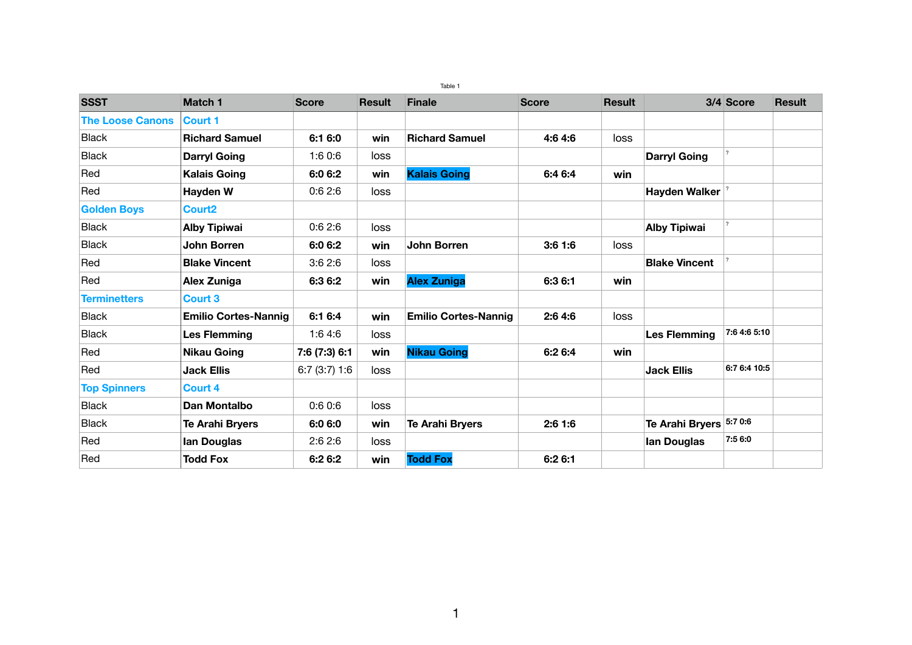Table 1

| SSST | Match 1 | Score | Result | Finale | Score | Result | 3/4 | Score | Result |
|---|---|---|---|---|---|---|---|---|---|
| The Loose Canons | Court 1 | | | | | | | | |
| Black | **Richard Samuel** | **6:1 6:0** | **win** | **Richard Samuel** | **4:6 4:6** | loss | | | |
| Black | **Darryl Going** | 1:6 0:6 | loss | | | | **Darryl Going** | ? | |
| Red | **Kalais Going** | **6:0 6:2** | **win** | **Kalais Going** | **6:4 6:4** | **win** | | | |
| Red | **Hayden W** | 0:6 2:6 | loss | | | | **Hayden Walker** | ? | |
| Golden Boys | Court2 | | | | | | | | |
| Black | **Alby Tipiwai** | 0:6 2:6 | loss | | | | **Alby Tipiwai** | ? | |
| Black | **John Borren** | **6:0 6:2** | **win** | **John Borren** | **3:6 1:6** | loss | | | |
| Red | **Blake Vincent** | 3:6 2:6 | loss | | | | **Blake Vincent** | ? | |
| Red | **Alex Zuniga** | **6:3 6:2** | **win** | **Alex Zuniga** | **6:3 6:1** | **win** | | | |
| Terminetters | Court 3 | | | | | | | | |
| Black | **Emilio Cortes-Nannig** | **6:1 6:4** | **win** | **Emilio Cortes-Nannig** | **2:6 4:6** | loss | | | |
| Black | **Les Flemming** | 1:6 4:6 | loss | | | | **Les Flemming** | **7:6 4:6 5:10** | |
| Red | **Nikau Going** | **7:6 (7:3) 6:1** | **win** | **Nikau Going** | **6:2 6:4** | **win** | | | |
| Red | **Jack Ellis** | 6:7 (3:7) 1:6 | loss | | | | **Jack Ellis** | **6:7 6:4 10:5** | |
| Top Spinners | Court 4 | | | | | | | | |
| Black | **Dan Montalbo** | 0:6 0:6 | loss | | | | | | |
| Black | **Te Arahi Bryers** | **6:0 6:0** | **win** | **Te Arahi Bryers** | **2:6 1:6** | | **Te Arahi Bryers** | **5:7 0:6** | |
| Red | **Ian Douglas** | 2:6 2:6 | loss | | | | **Ian Douglas** | **7:5 6:0** | |
| Red | **Todd Fox** | **6:2 6:2** | **win** | **Todd Fox** | **6:2 6:1** | | | | |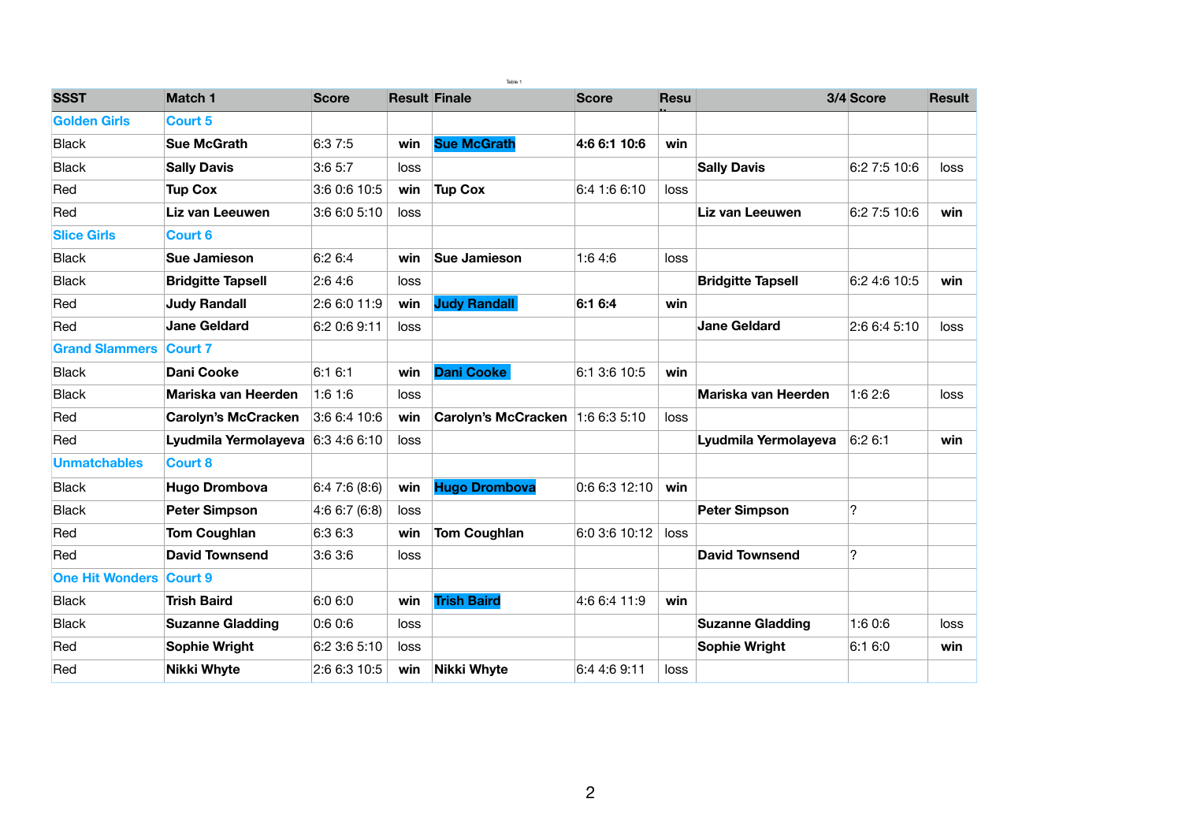Table 1

| SSST | Match 1 | Score | Result | Finale | Score | Result | 3/4 | Score | Result |
|---|---|---|---|---|---|---|---|---|---|
| Golden Girls | Court 5 | | | | | | | | |
| Black | **Sue McGrath** | 6:3 7:5 | **win** | **Sue McGrath** | **4:6 6:1 10:6** | **win** | | | |
| Black | **Sally Davis** | 3:6 5:7 | loss | | | | **Sally Davis** | 6:2 7:5 10:6 | loss |
| Red | **Tup Cox** | 3:6 0:6 10:5 | **win** | **Tup Cox** | 6:4 1:6 6:10 | loss | | | |
| Red | **Liz van Leeuwen** | 3:6 6:0 5:10 | loss | | | | **Liz van Leeuwen** | 6:2 7:5 10:6 | **win** |
| Slice Girls | Court 6 | | | | | | | | |
| Black | **Sue Jamieson** | 6:2 6:4 | **win** | **Sue Jamieson** | 1:6 4:6 | loss | | | |
| Black | **Bridgitte Tapsell** | 2:6 4:6 | loss | | | | **Bridgitte Tapsell** | 6:2 4:6 10:5 | **win** |
| Red | **Judy Randall** | 2:6 6:0 11:9 | **win** | **Judy Randall** | **6:1 6:4** | **win** | | | |
| Red | **Jane Geldard** | 6:2 0:6 9:11 | loss | | | | **Jane Geldard** | 2:6 6:4 5:10 | loss |
| Grand Slammers | Court 7 | | | | | | | | |
| Black | **Dani Cooke** | 6:1 6:1 | **win** | **Dani Cooke** | 6:1 3:6 10:5 | **win** | | | |
| Black | **Mariska van Heerden** | 1:6 1:6 | loss | | | | **Mariska van Heerden** | 1:6 2:6 | loss |
| Red | **Carolyn's McCracken** | 3:6 6:4 10:6 | **win** | **Carolyn's McCracken** | 1:6 6:3 5:10 | loss | | | |
| Red | **Lyudmila Yermolayeva** | 6:3 4:6 6:10 | loss | | | | **Lyudmila Yermolayeva** | 6:2 6:1 | **win** |
| Unmatchables | Court 8 | | | | | | | | |
| Black | **Hugo Drombova** | 6:4 7:6 (8:6) | **win** | **Hugo Drombova** | 0:6 6:3 12:10 | **win** | | | |
| Black | **Peter Simpson** | 4:6 6:7 (6:8) | loss | | | | **Peter Simpson** | ? | |
| Red | **Tom Coughlan** | 6:3 6:3 | **win** | **Tom Coughlan** | 6:0 3:6 10:12 | loss | | | |
| Red | **David Townsend** | 3:6 3:6 | loss | | | | **David Townsend** | ? | |
| One Hit Wonders | Court 9 | | | | | | | | |
| Black | **Trish Baird** | 6:0 6:0 | **win** | **Trish Baird** | 4:6 6:4 11:9 | **win** | | | |
| Black | **Suzanne Gladding** | 0:6 0:6 | loss | | | | **Suzanne Gladding** | 1:6 0:6 | loss |
| Red | **Sophie Wright** | 6:2 3:6 5:10 | loss | | | | **Sophie Wright** | 6:1 6:0 | **win** |
| Red | **Nikki Whyte** | 2:6 6:3 10:5 | **win** | **Nikki Whyte** | 6:4 4:6 9:11 | loss | | | |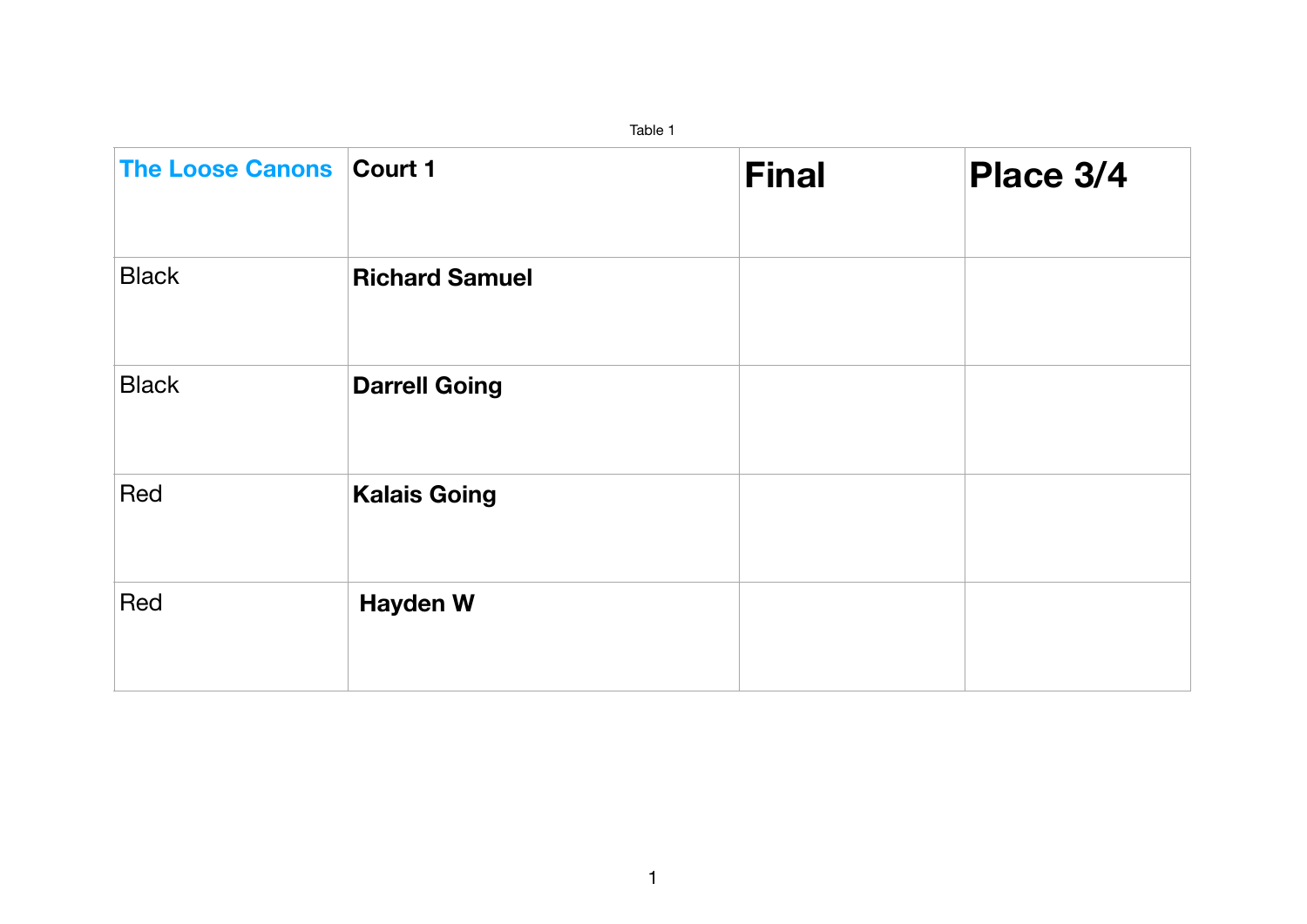Table 1

| The Loose Canons | Court 1 | Final | Place 3/4 |
| --- | --- | --- | --- |
| Black | **Richard Samuel** | | |
| Black | **Darrell Going** | | |
| Red | **Kalais Going** | | |
| Red | **Hayden W** | | |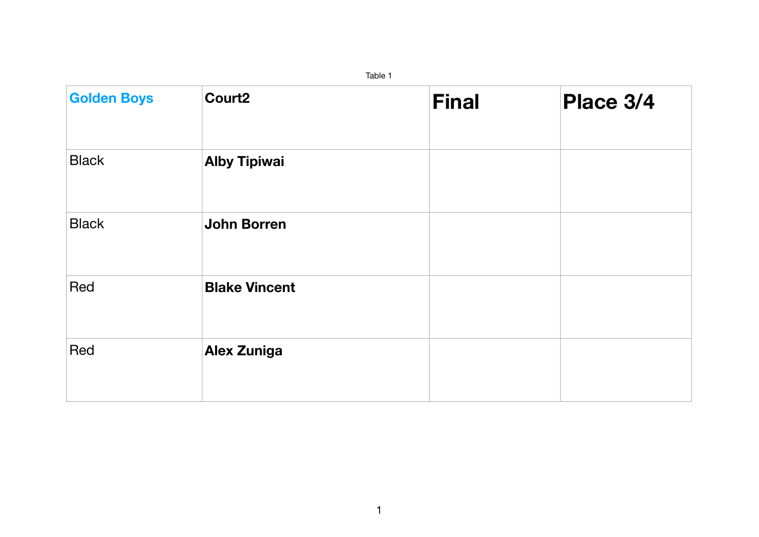Table 1

| **Golden Boys** | **Court2** | **Final** | **Place 3/4** |
| --- | --- | --- | --- |
| Black | **Alby Tipiwai** | | |
| Black | **John Borren** | | |
| Red | **Blake Vincent** | | |
| Red | **Alex Zuniga** | | |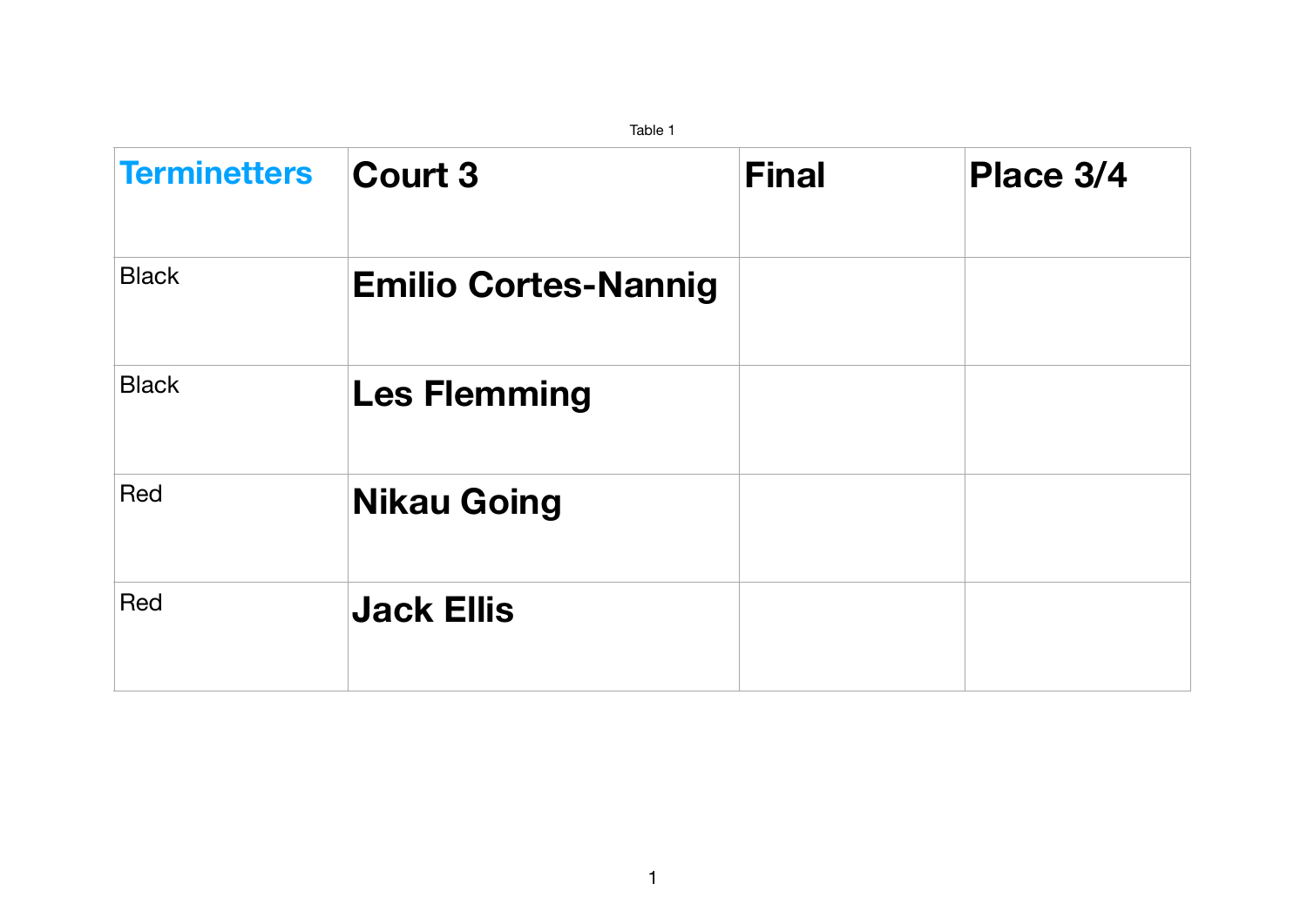Table 1

| Terminetters | Court 3 | Final | Place 3/4 |
| --- | --- | --- | --- |
| Black | **Emilio Cortes-Nannig** | | |
| Black | **Les Flemming** | | |
| Red | **Nikau Going** | | |
| Red | **Jack Ellis** | | |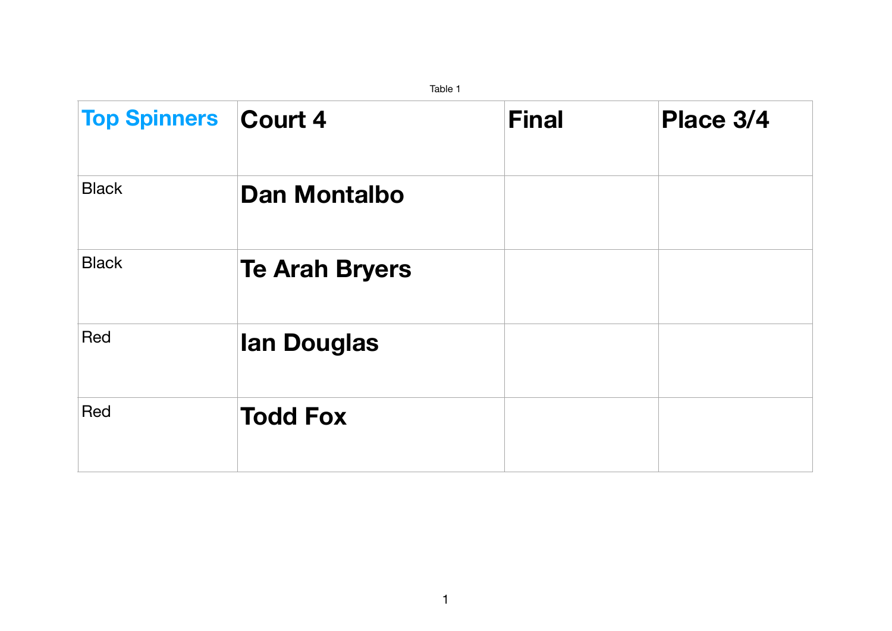Table 1

| Top Spinners | Court 4 | Final | Place 3/4 |
| --- | --- | --- | --- |
| Black | **Dan Montalbo** | | |
| Black | **Te Arah Bryers** | | |
| Red | **Ian Douglas** | | |
| Red | **Todd Fox** | | |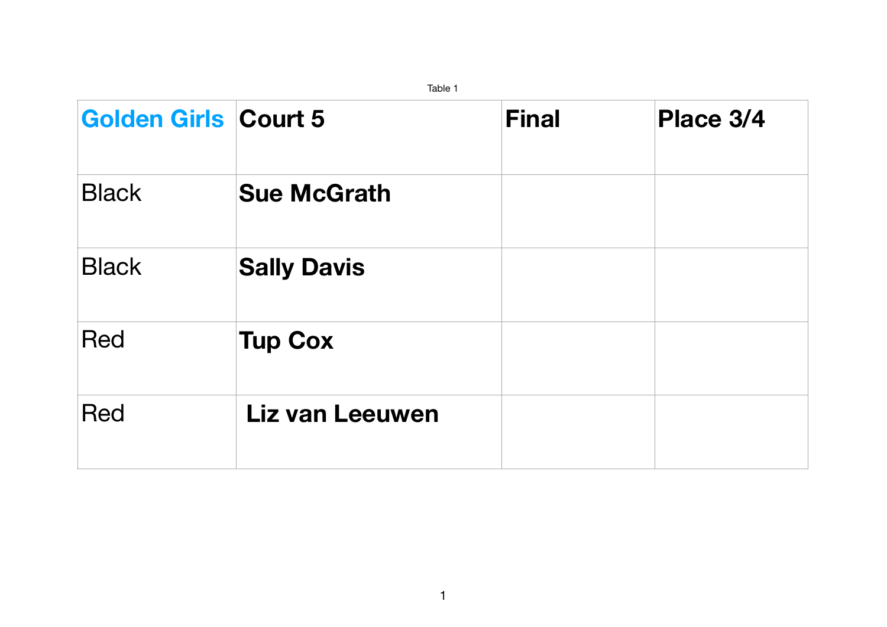Table 1

| Golden Girls | Court 5 | Final | Place 3/4 |
|---|---|---|---|
| Black | **Sue McGrath** | | |
| Black | **Sally Davis** | | |
| Red | **Tup Cox** | | |
| Red | **Liz van Leeuwen** | | |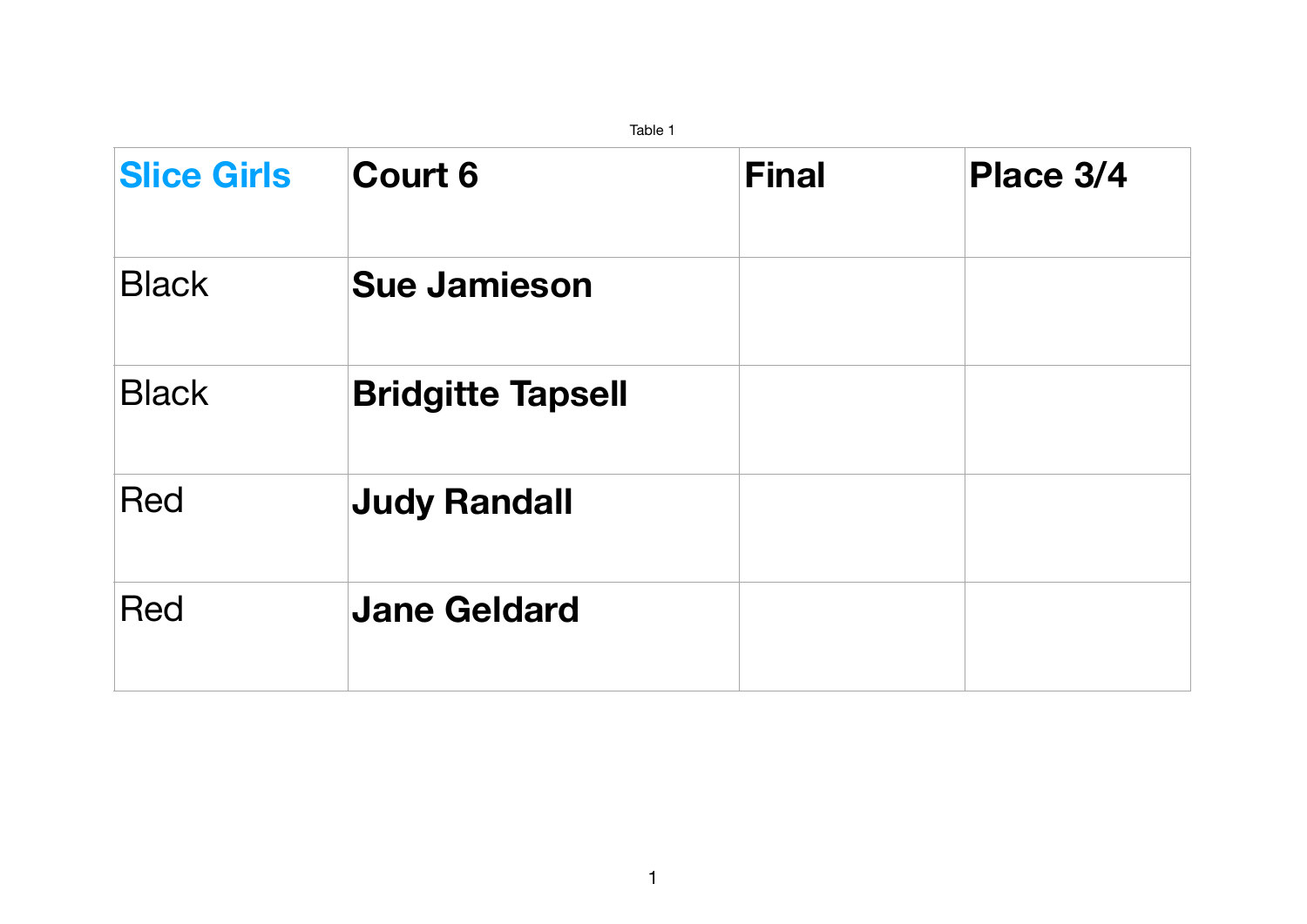Table 1

| Slice Girls | Court 6 | Final | Place 3/4 |
| --- | --- | --- | --- |
| Black | **Sue Jamieson** | | |
| Black | **Bridgitte Tapsell** | | |
| Red | **Judy Randall** | | |
| Red | **Jane Geldard** | | |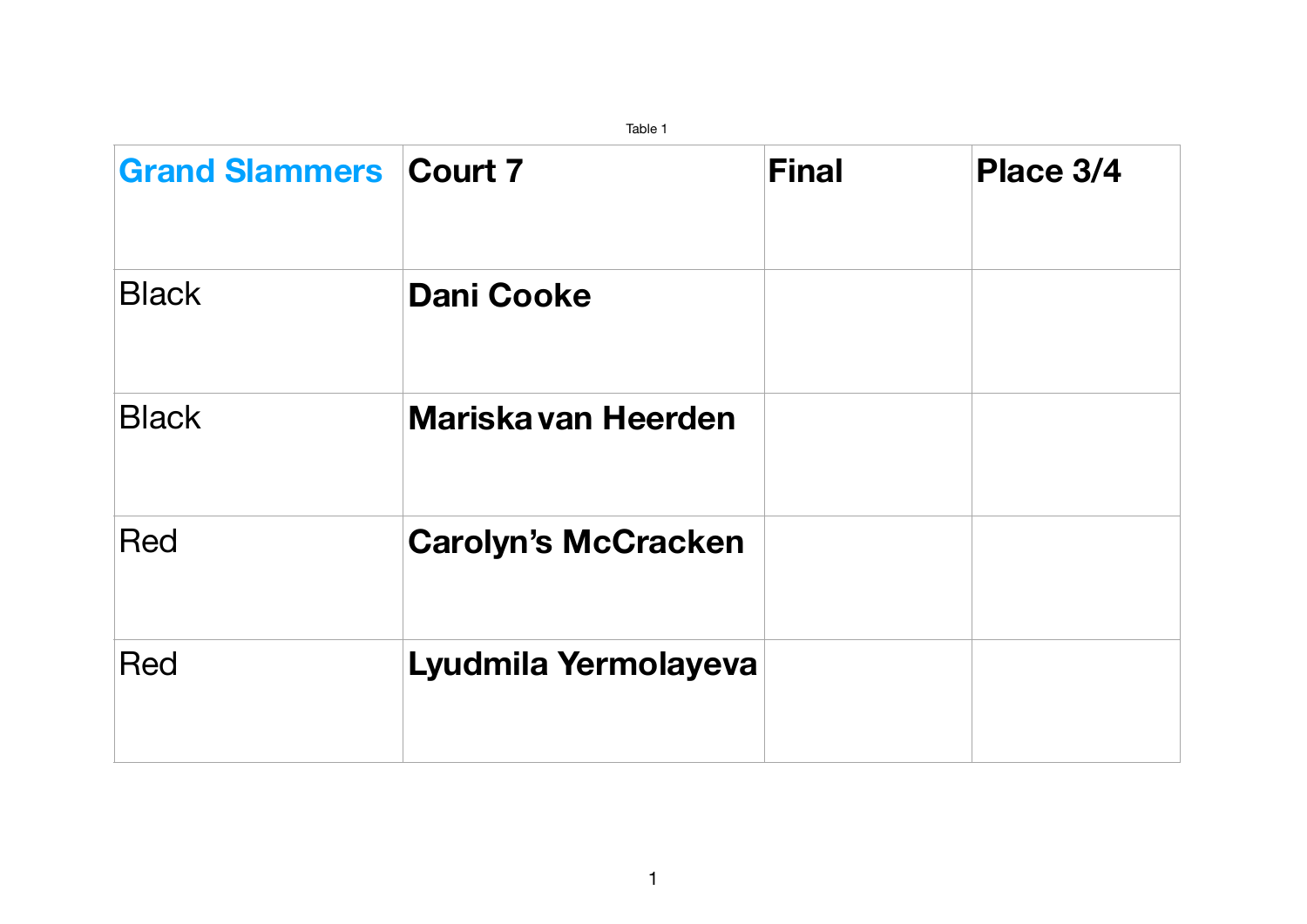Table 1

| Grand Slammers | Court 7 | Final | Place 3/4 |
|---|---|---|---|
| Black | **Dani Cooke** | | |
| Black | **Mariska van Heerden** | | |
| Red | **Carolyn's McCracken** | | |
| Red | **Lyudmila Yermolayeva** | | |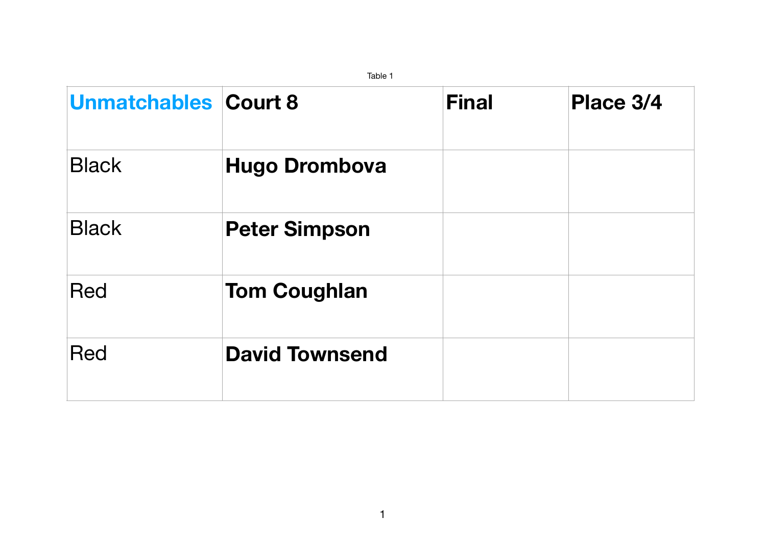Table 1

| **Unmatchables** | **Court 8** | **Final** | **Place 3/4** |
|---|---|---|---|
| Black | **Hugo Drombova** | | |
| Black | **Peter Simpson** | | |
| Red | **Tom Coughlan** | | |
| Red | **David Townsend** | | |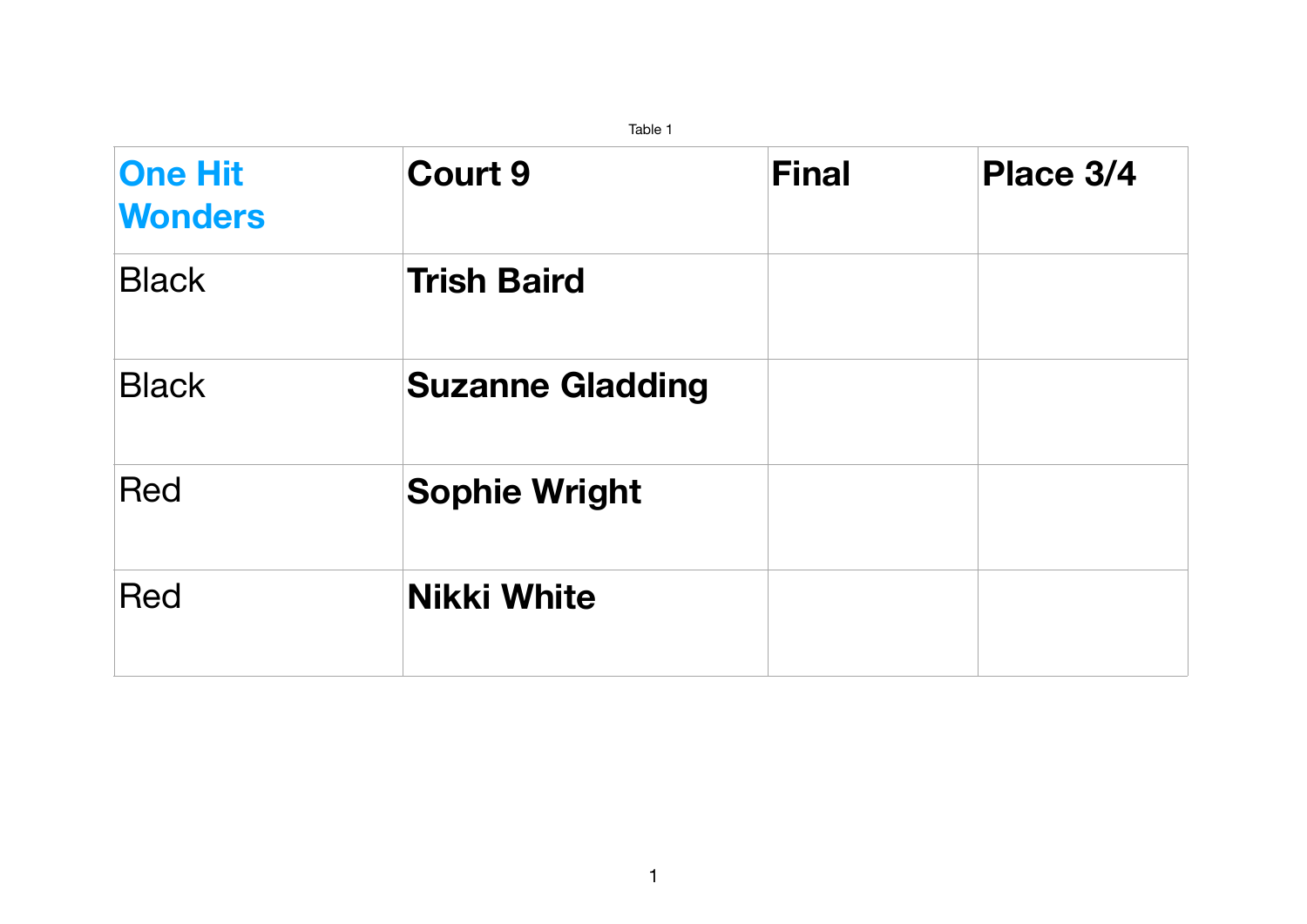Table 1

| One Hit Wonders | Court 9 | Final | Place 3/4 |
|---|---|---|---|
| Black | **Trish Baird** | | |
| Black | **Suzanne Gladding** | | |
| Red | **Sophie Wright** | | |
| Red | **Nikki White** | | |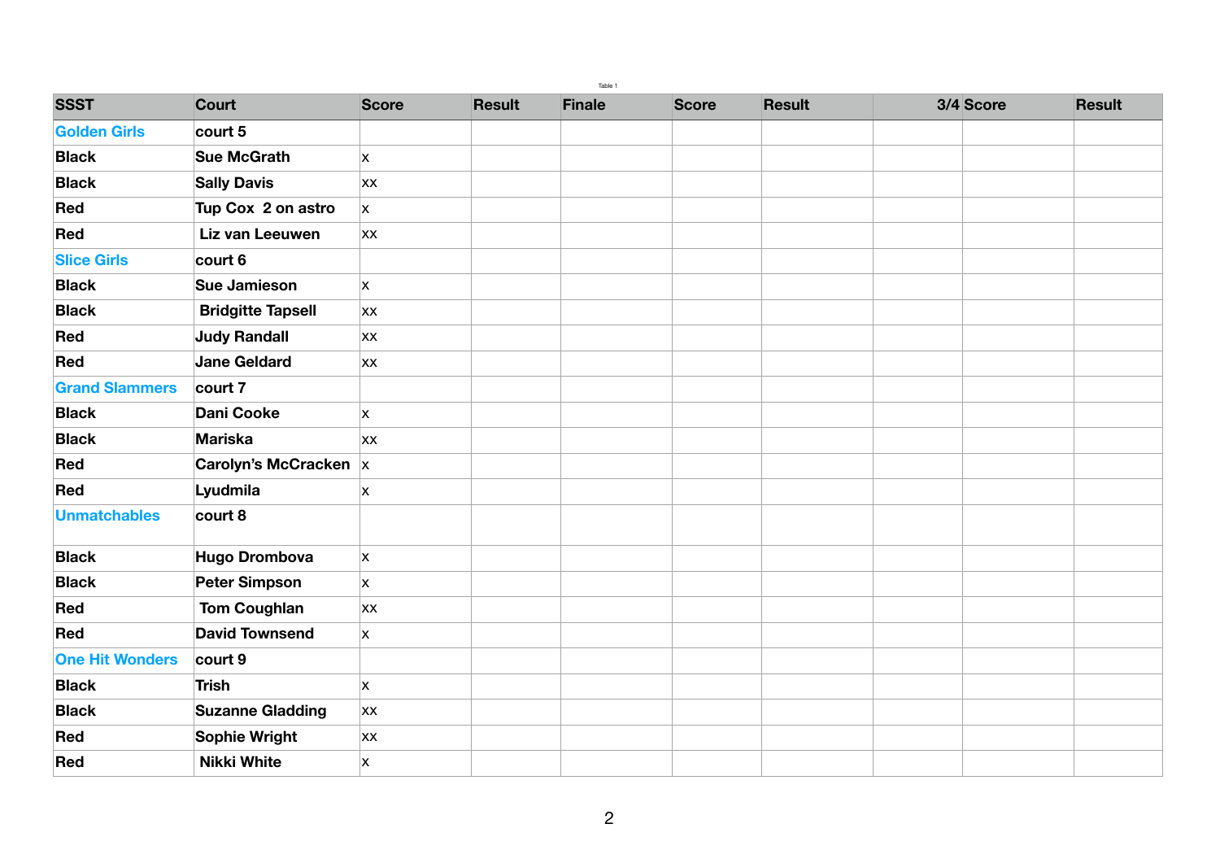Table 1

| SSST | Court | Score | Result | Finale | Score | Result | 3/4 | Score | Result |
|---|---|---|---|---|---|---|---|---|---|
| Golden Girls | court 5 | | | | | | | | |
| Black | Sue McGrath | x | | | | | | | |
| Black | Sally Davis | xx | | | | | | | |
| Red | Tup Cox  2 on astro | x | | | | | | | |
| Red | Liz van Leeuwen | xx | | | | | | | |
| Slice Girls | court 6 | | | | | | | | |
| Black | Sue Jamieson | x | | | | | | | |
| Black | Bridgitte Tapsell | xx | | | | | | | |
| Red | Judy Randall | xx | | | | | | | |
| Red | Jane Geldard | xx | | | | | | | |
| Grand Slammers | court 7 | | | | | | | | |
| Black | Dani Cooke | x | | | | | | | |
| Black | Mariska | xx | | | | | | | |
| Red | Carolyn's McCracken | x | | | | | | | |
| Red | Lyudmila | x | | | | | | | |
| Unmatchables | court 8 | | | | | | | | |
| Black | Hugo Drombova | x | | | | | | | |
| Black | Peter Simpson | x | | | | | | | |
| Red | Tom Coughlan | xx | | | | | | | |
| Red | David Townsend | x | | | | | | | |
| One Hit Wonders | court 9 | | | | | | | | |
| Black | Trish | x | | | | | | | |
| Black | Suzanne Gladding | xx | | | | | | | |
| Red | Sophie Wright | xx | | | | | | | |
| Red | Nikki White | x | | | | | | | |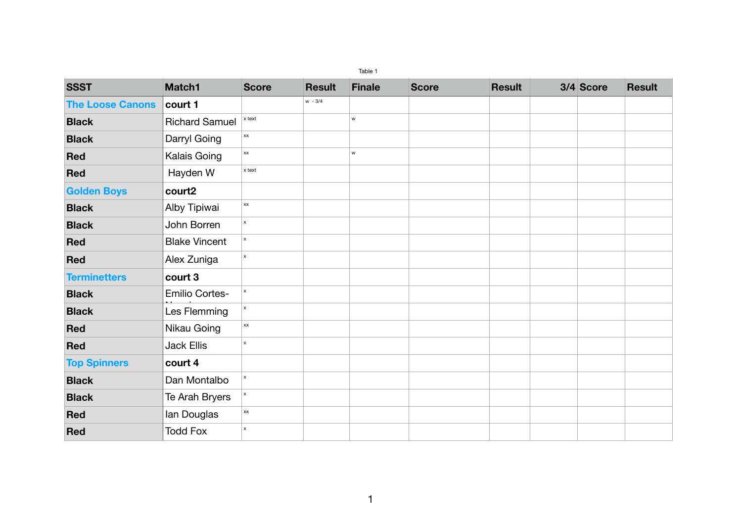Table 1

| SSST | Match1 | Score | Result | Finale | Score | Result | 3/4 | Score | Result |
|---|---|---|---|---|---|---|---|---|---|
| The Loose Canons | court 1 | | w - 3/4 | | | | | | |
| Black | Richard Samuel | x text | | w | | | | | |
| Black | Darryl Going | xx | | | | | | | |
| Red | Kalais Going | xx | | w | | | | | |
| Red | Hayden W | x text | | | | | | | |
| Golden Boys | court2 | | | | | | | | |
| Black | Alby Tipiwai | xx | | | | | | | |
| Black | John Borren | x | | | | | | | |
| Red | Blake Vincent | x | | | | | | | |
| Red | Alex Zuniga | x | | | | | | | |
| Terminetters | court 3 | | | | | | | | |
| Black | Emilio Cortes-N... | x | | | | | | | |
| Black | Les Flemming | x | | | | | | | |
| Red | Nikau Going | xx | | | | | | | |
| Red | Jack Ellis | x | | | | | | | |
| Top Spinners | court 4 | | | | | | | | |
| Black | Dan Montalbo | x | | | | | | | |
| Black | Te Arah Bryers | x | | | | | | | |
| Red | Ian Douglas | xx | | | | | | | |
| Red | Todd Fox | x | | | | | | | |